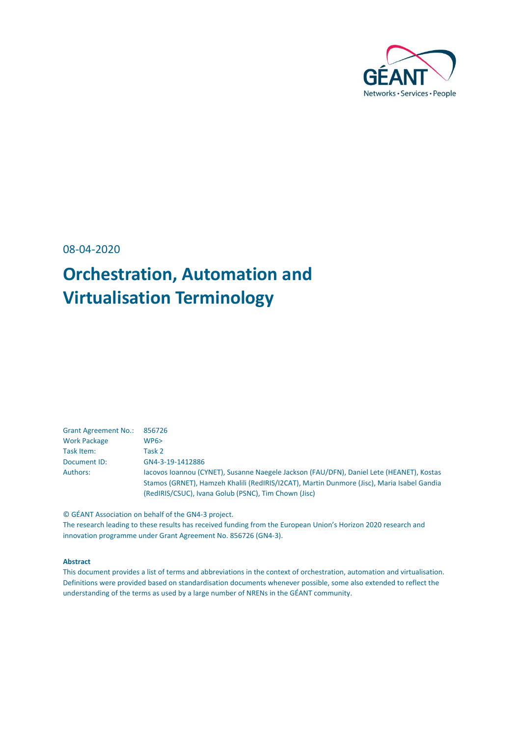08-04-2020

# Orchestration, Automation and Virtualisation Terminology

| | |
|---|---|
| Grant Agreement No.: | 856726 |
| Work Package | WP6> |
| Task Item: | Task 2 |
| Document ID: | GN4-3-19-1412886 |
| Authors: | Iacovos Ioannou (CYNET), Susanne Naegele Jackson (FAU/DFN), Daniel Lete (HEANET), Kostas Stamos (GRNET), Hamzeh Khalili (RedIRIS/I2CAT), Martin Dunmore (Jisc), Maria Isabel Gandia (RedIRIS/CSUC), Ivana Golub (PSNC), Tim Chown (Jisc) |

© GÉANT Association on behalf of the GN4-3 project.
The research leading to these results has received funding from the European Union's Horizon 2020 research and innovation programme under Grant Agreement No. 856726 (GN4-3).

**Abstract**

This document provides a list of terms and abbreviations in the context of orchestration, automation and virtualisation. Definitions were provided based on standardisation documents whenever possible, some also extended to reflect the understanding of the terms as used by a large number of NRENs in the GÉANT community.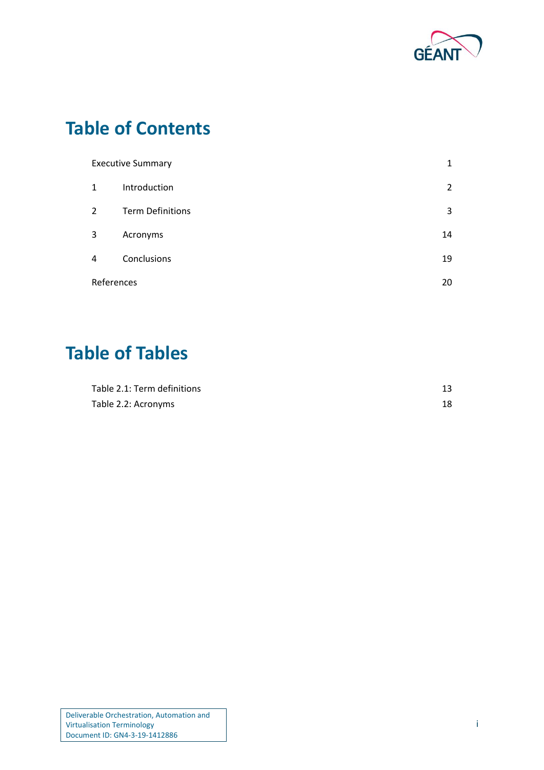# Table of Contents

| | | |
|---|---|---|
| Executive Summary | | 1 |
| 1 | Introduction | 2 |
| 2 | Term Definitions | 3 |
| 3 | Acronyms | 14 |
| 4 | Conclusions | 19 |
| References | | 20 |

# Table of Tables

| | |
|---|---|
| Table 2.1: Term definitions | 13 |
| Table 2.2: Acronyms | 18 |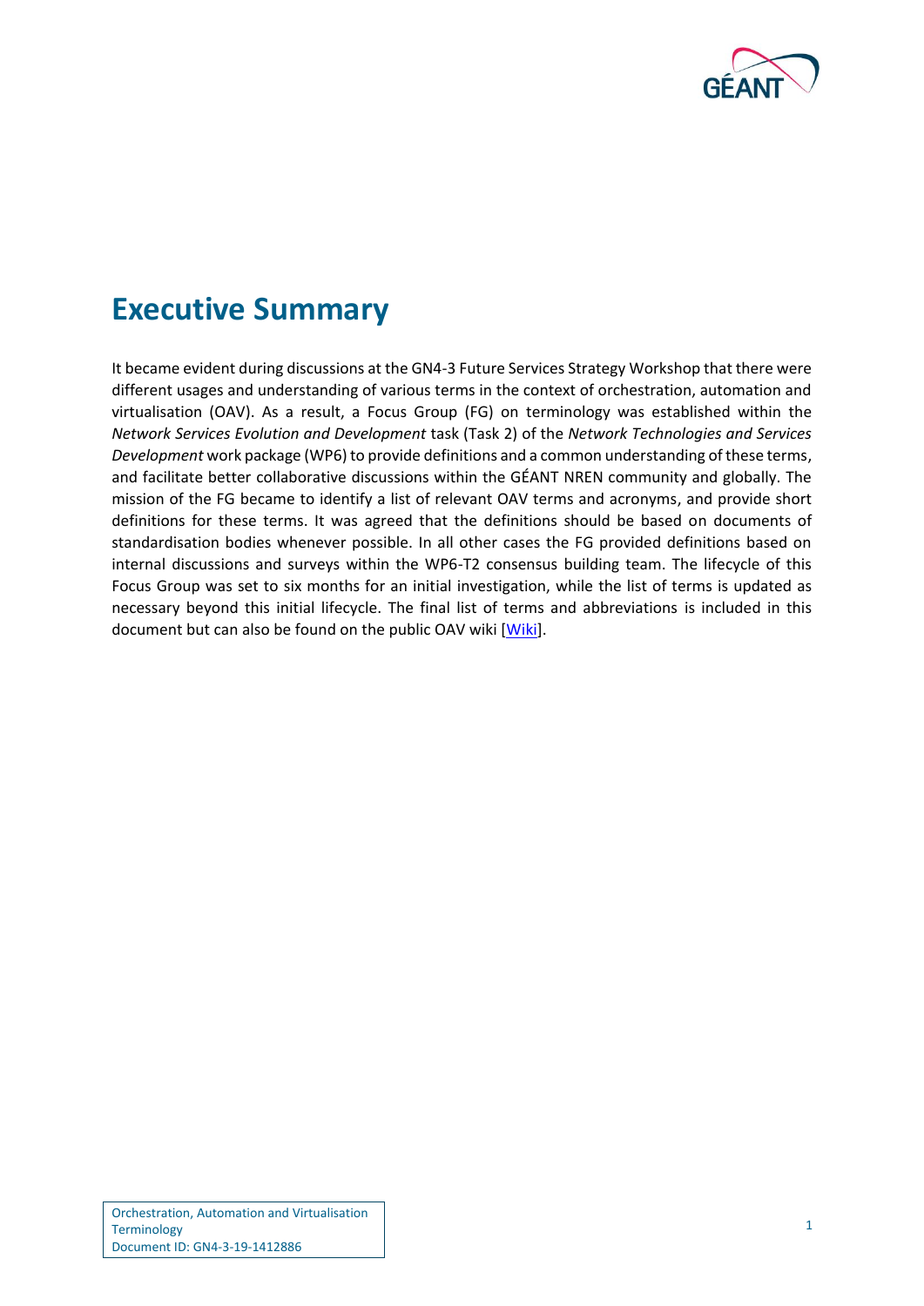# Executive Summary

It became evident during discussions at the GN4-3 Future Services Strategy Workshop that there were different usages and understanding of various terms in the context of orchestration, automation and virtualisation (OAV). As a result, a Focus Group (FG) on terminology was established within the *Network Services Evolution and Development* task (Task 2) of the *Network Technologies and Services Development* work package (WP6) to provide definitions and a common understanding of these terms, and facilitate better collaborative discussions within the GÉANT NREN community and globally. The mission of the FG became to identify a list of relevant OAV terms and acronyms, and provide short definitions for these terms. It was agreed that the definitions should be based on documents of standardisation bodies whenever possible. In all other cases the FG provided definitions based on internal discussions and surveys within the WP6-T2 consensus building team. The lifecycle of this Focus Group was set to six months for an initial investigation, while the list of terms is updated as necessary beyond this initial lifecycle. The final list of terms and abbreviations is included in this document but can also be found on the public OAV wiki [Wiki].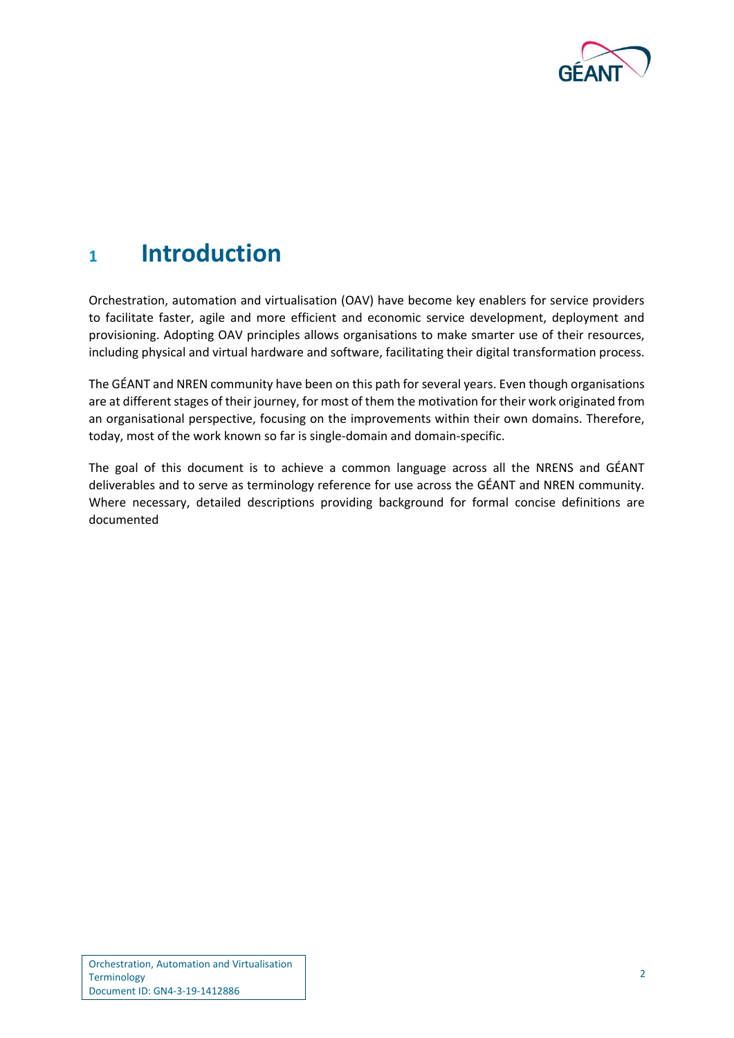# 1 Introduction

Orchestration, automation and virtualisation (OAV) have become key enablers for service providers to facilitate faster, agile and more efficient and economic service development, deployment and provisioning. Adopting OAV principles allows organisations to make smarter use of their resources, including physical and virtual hardware and software, facilitating their digital transformation process.

The GÉANT and NREN community have been on this path for several years. Even though organisations are at different stages of their journey, for most of them the motivation for their work originated from an organisational perspective, focusing on the improvements within their own domains. Therefore, today, most of the work known so far is single-domain and domain-specific.

The goal of this document is to achieve a common language across all the NRENS and GÉANT deliverables and to serve as terminology reference for use across the GÉANT and NREN community. Where necessary, detailed descriptions providing background for formal concise definitions are documented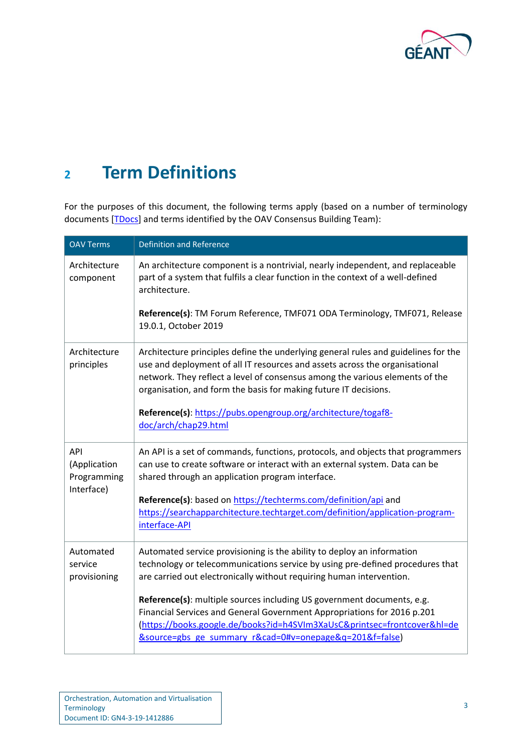# 2 Term Definitions

For the purposes of this document, the following terms apply (based on a number of terminology documents [TDocs] and terms identified by the OAV Consensus Building Team):

| OAV Terms | Definition and Reference |
|---|---|
| Architecture component | An architecture component is a nontrivial, nearly independent, and replaceable part of a system that fulfils a clear function in the context of a well-defined architecture.<br><br>**Reference(s)**: TM Forum Reference, TMF071 ODA Terminology, TMF071, Release 19.0.1, October 2019 |
| Architecture principles | Architecture principles define the underlying general rules and guidelines for the use and deployment of all IT resources and assets across the organisational network. They reflect a level of consensus among the various elements of the organisation, and form the basis for making future IT decisions.<br><br>**Reference(s)**: https://pubs.opengroup.org/architecture/togaf8-doc/arch/chap29.html |
| API (Application Programming Interface) | An API is a set of commands, functions, protocols, and objects that programmers can use to create software or interact with an external system. Data can be shared through an application program interface.<br><br>**Reference(s)**: based on https://techterms.com/definition/api and https://searchapparchitecture.techtarget.com/definition/application-program-interface-API |
| Automated service provisioning | Automated service provisioning is the ability to deploy an information technology or telecommunications service by using pre-defined procedures that are carried out electronically without requiring human intervention.<br><br>**Reference(s)**: multiple sources including US government documents, e.g. Financial Services and General Government Appropriations for 2016 p.201 (https://books.google.de/books?id=h4SVlm3XaUsC&printsec=frontcover&hl=de&source=gbs_ge_summary_r&cad=0#v=onepage&q=201&f=false) |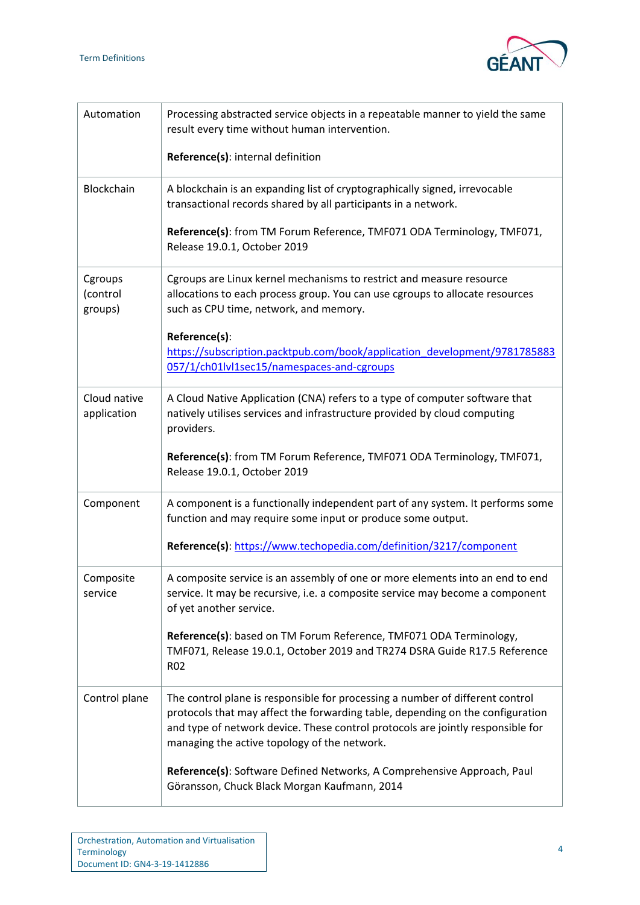| | |
|---|---|
| Automation | Processing abstracted service objects in a repeatable manner to yield the same result every time without human intervention.<br><br>**Reference(s)**: internal definition |
| Blockchain | A blockchain is an expanding list of cryptographically signed, irrevocable transactional records shared by all participants in a network.<br><br>**Reference(s)**: from TM Forum Reference, TMF071 ODA Terminology, TMF071, Release 19.0.1, October 2019 |
| Cgroups (control groups) | Cgroups are Linux kernel mechanisms to restrict and measure resource allocations to each process group. You can use cgroups to allocate resources such as CPU time, network, and memory.<br><br>**Reference(s)**: https://subscription.packtpub.com/book/application_development/9781785883057/1/ch01lvl1sec15/namespaces-and-cgroups |
| Cloud native application | A Cloud Native Application (CNA) refers to a type of computer software that natively utilises services and infrastructure provided by cloud computing providers.<br><br>**Reference(s)**: from TM Forum Reference, TMF071 ODA Terminology, TMF071, Release 19.0.1, October 2019 |
| Component | A component is a functionally independent part of any system. It performs some function and may require some input or produce some output.<br><br>**Reference(s)**: https://www.techopedia.com/definition/3217/component |
| Composite service | A composite service is an assembly of one or more elements into an end to end service. It may be recursive, i.e. a composite service may become a component of yet another service.<br><br>**Reference(s)**: based on TM Forum Reference, TMF071 ODA Terminology, TMF071, Release 19.0.1, October 2019 and TR274 DSRA Guide R17.5 Reference R02 |
| Control plane | The control plane is responsible for processing a number of different control protocols that may affect the forwarding table, depending on the configuration and type of network device. These control protocols are jointly responsible for managing the active topology of the network.<br><br>**Reference(s)**: Software Defined Networks, A Comprehensive Approach, Paul Göransson, Chuck Black Morgan Kaufmann, 2014 |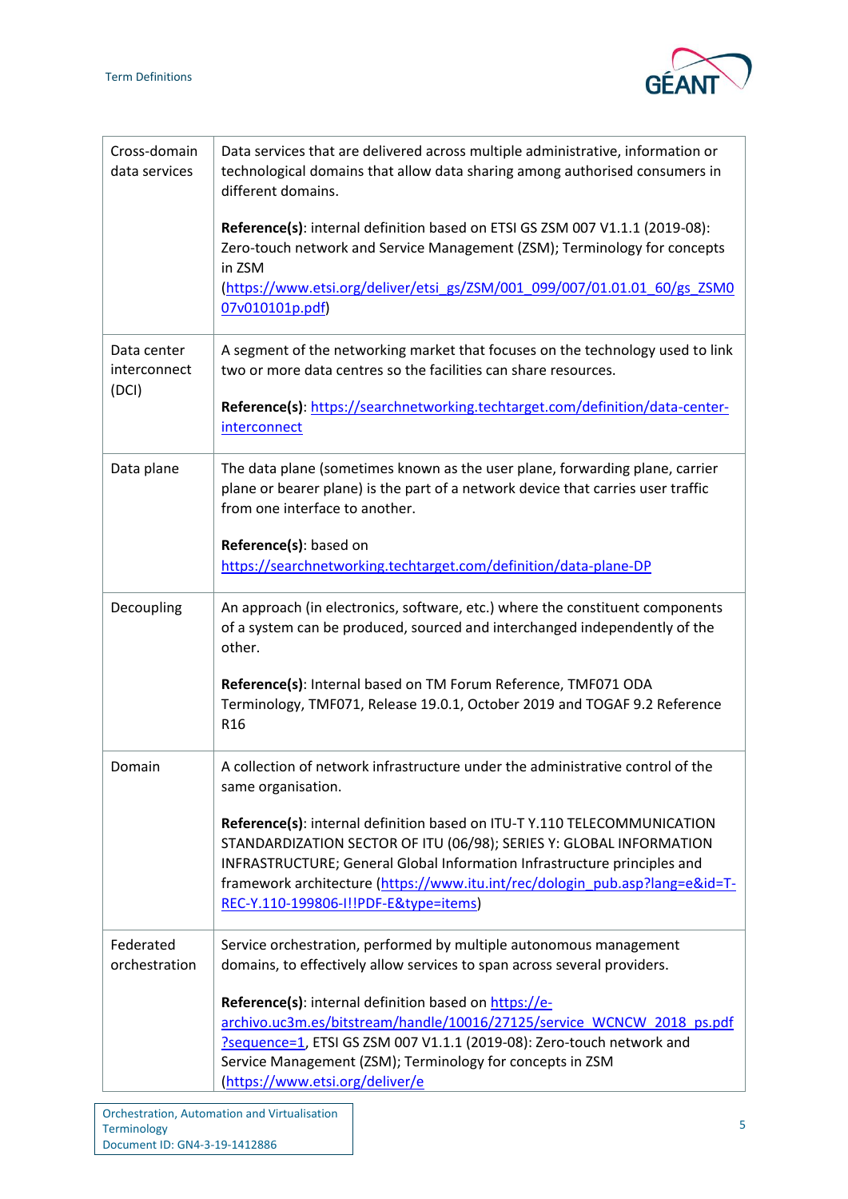| | |
|---|---|
| Cross-domain data services | Data services that are delivered across multiple administrative, information or technological domains that allow data sharing among authorised consumers in different domains.<br><br>**Reference(s)**: internal definition based on ETSI GS ZSM 007 V1.1.1 (2019-08): Zero-touch network and Service Management (ZSM); Terminology for concepts in ZSM (https://www.etsi.org/deliver/etsi_gs/ZSM/001_099/007/01.01.01_60/gs_ZSM007v010101p.pdf) |
| Data center interconnect (DCI) | A segment of the networking market that focuses on the technology used to link two or more data centres so the facilities can share resources.<br><br>**Reference(s)**: https://searchnetworking.techtarget.com/definition/data-center-interconnect |
| Data plane | The data plane (sometimes known as the user plane, forwarding plane, carrier plane or bearer plane) is the part of a network device that carries user traffic from one interface to another.<br><br>**Reference(s)**: based on https://searchnetworking.techtarget.com/definition/data-plane-DP |
| Decoupling | An approach (in electronics, software, etc.) where the constituent components of a system can be produced, sourced and interchanged independently of the other.<br><br>**Reference(s)**: Internal based on TM Forum Reference, TMF071 ODA Terminology, TMF071, Release 19.0.1, October 2019 and TOGAF 9.2 Reference R16 |
| Domain | A collection of network infrastructure under the administrative control of the same organisation.<br><br>**Reference(s)**: internal definition based on ITU-T Y.110 TELECOMMUNICATION STANDARDIZATION SECTOR OF ITU (06/98); SERIES Y: GLOBAL INFORMATION INFRASTRUCTURE; General Global Information Infrastructure principles and framework architecture (https://www.itu.int/rec/dologin_pub.asp?lang=e&id=T-REC-Y.110-199806-I!!PDF-E&type=items) |
| Federated orchestration | Service orchestration, performed by multiple autonomous management domains, to effectively allow services to span across several providers.<br><br>**Reference(s)**: internal definition based on https://e-archivo.uc3m.es/bitstream/handle/10016/27125/service_WCNCW_2018_ps.pdf?sequence=1, ETSI GS ZSM 007 V1.1.1 (2019-08): Zero-touch network and Service Management (ZSM); Terminology for concepts in ZSM (https://www.etsi.org/deliver/e |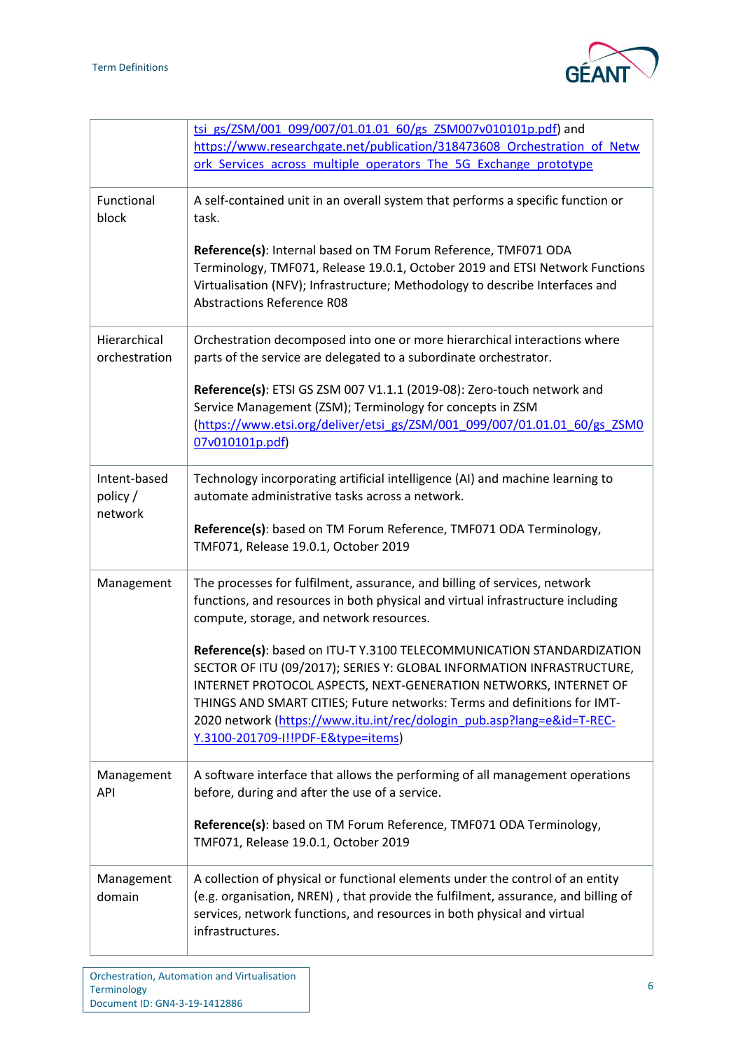| | |
|---|---|
| | tsi_gs/ZSM/001_099/007/01.01.01_60/gs_ZSM007v010101p.pdf) and https://www.researchgate.net/publication/318473608_Orchestration_of_Network_Services_across_multiple_operators_The_5G_Exchange_prototype |
| Functional block | A self-contained unit in an overall system that performs a specific function or task.<br><br>**Reference(s)**: Internal based on TM Forum Reference, TMF071 ODA Terminology, TMF071, Release 19.0.1, October 2019 and ETSI Network Functions Virtualisation (NFV); Infrastructure; Methodology to describe Interfaces and Abstractions Reference R08 |
| Hierarchical orchestration | Orchestration decomposed into one or more hierarchical interactions where parts of the service are delegated to a subordinate orchestrator.<br><br>**Reference(s)**: ETSI GS ZSM 007 V1.1.1 (2019-08): Zero-touch network and Service Management (ZSM); Terminology for concepts in ZSM (https://www.etsi.org/deliver/etsi_gs/ZSM/001_099/007/01.01.01_60/gs_ZSM007v010101p.pdf) |
| Intent-based policy / network | Technology incorporating artificial intelligence (AI) and machine learning to automate administrative tasks across a network.<br><br>**Reference(s)**: based on TM Forum Reference, TMF071 ODA Terminology, TMF071, Release 19.0.1, October 2019 |
| Management | The processes for fulfilment, assurance, and billing of services, network functions, and resources in both physical and virtual infrastructure including compute, storage, and network resources.<br><br>**Reference(s)**: based on ITU-T Y.3100 TELECOMMUNICATION STANDARDIZATION SECTOR OF ITU (09/2017); SERIES Y: GLOBAL INFORMATION INFRASTRUCTURE, INTERNET PROTOCOL ASPECTS, NEXT-GENERATION NETWORKS, INTERNET OF THINGS AND SMART CITIES; Future networks: Terms and definitions for IMT-2020 network (https://www.itu.int/rec/dologin_pub.asp?lang=e&id=T-REC-Y.3100-201709-I!!PDF-E&type=items) |
| Management API | A software interface that allows the performing of all management operations before, during and after the use of a service.<br><br>**Reference(s)**: based on TM Forum Reference, TMF071 ODA Terminology, TMF071, Release 19.0.1, October 2019 |
| Management domain | A collection of physical or functional elements under the control of an entity (e.g. organisation, NREN) , that provide the fulfilment, assurance, and billing of services, network functions, and resources in both physical and virtual infrastructures. |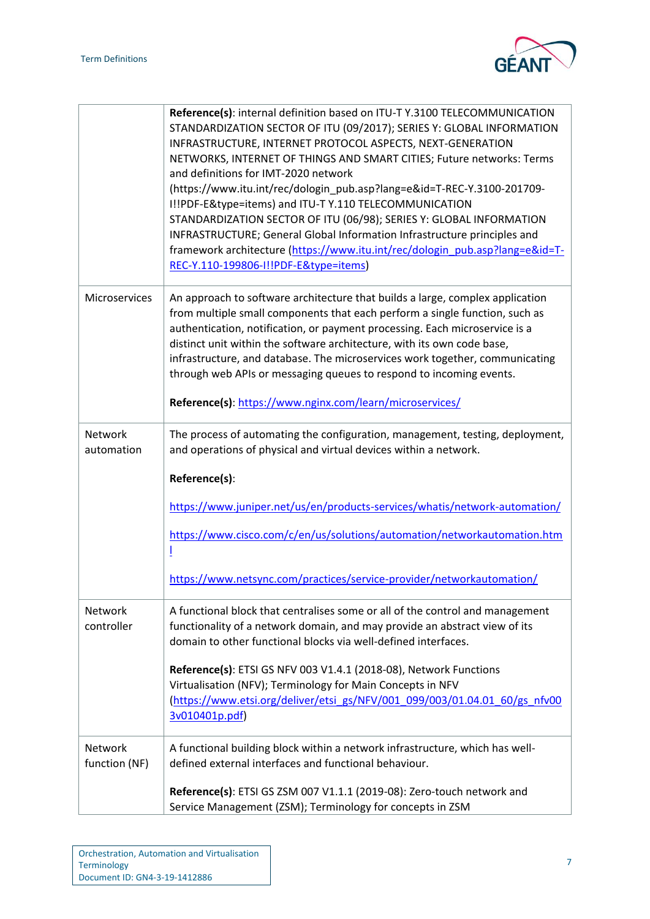| | |
|---|---|
| | **Reference(s)**: internal definition based on ITU-T Y.3100 TELECOMMUNICATION STANDARDIZATION SECTOR OF ITU (09/2017); SERIES Y: GLOBAL INFORMATION INFRASTRUCTURE, INTERNET PROTOCOL ASPECTS, NEXT-GENERATION NETWORKS, INTERNET OF THINGS AND SMART CITIES; Future networks: Terms and definitions for IMT-2020 network (https://www.itu.int/rec/dologin_pub.asp?lang=e&id=T-REC-Y.3100-201709-I!!PDF-E&type=items) and ITU-T Y.110 TELECOMMUNICATION STANDARDIZATION SECTOR OF ITU (06/98); SERIES Y: GLOBAL INFORMATION INFRASTRUCTURE; General Global Information Infrastructure principles and framework architecture (https://www.itu.int/rec/dologin_pub.asp?lang=e&id=T-REC-Y.110-199806-I!!PDF-E&type=items) |
| Microservices | An approach to software architecture that builds a large, complex application from multiple small components that each perform a single function, such as authentication, notification, or payment processing. Each microservice is a distinct unit within the software architecture, with its own code base, infrastructure, and database. The microservices work together, communicating through web APIs or messaging queues to respond to incoming events.<br><br>**Reference(s)**: https://www.nginx.com/learn/microservices/ |
| Network automation | The process of automating the configuration, management, testing, deployment, and operations of physical and virtual devices within a network.<br><br>**Reference(s)**:<br><br>https://www.juniper.net/us/en/products-services/whatis/network-automation/<br><br>https://www.cisco.com/c/en/us/solutions/automation/networkautomation.html<br><br>https://www.netsync.com/practices/service-provider/networkautomation/ |
| Network controller | A functional block that centralises some or all of the control and management functionality of a network domain, and may provide an abstract view of its domain to other functional blocks via well-defined interfaces.<br><br>**Reference(s)**: ETSI GS NFV 003 V1.4.1 (2018-08), Network Functions Virtualisation (NFV); Terminology for Main Concepts in NFV (https://www.etsi.org/deliver/etsi_gs/NFV/001_099/003/01.04.01_60/gs_nfv003v010401p.pdf) |
| Network function (NF) | A functional building block within a network infrastructure, which has well-defined external interfaces and functional behaviour.<br><br>**Reference(s)**: ETSI GS ZSM 007 V1.1.1 (2019-08): Zero-touch network and Service Management (ZSM); Terminology for concepts in ZSM |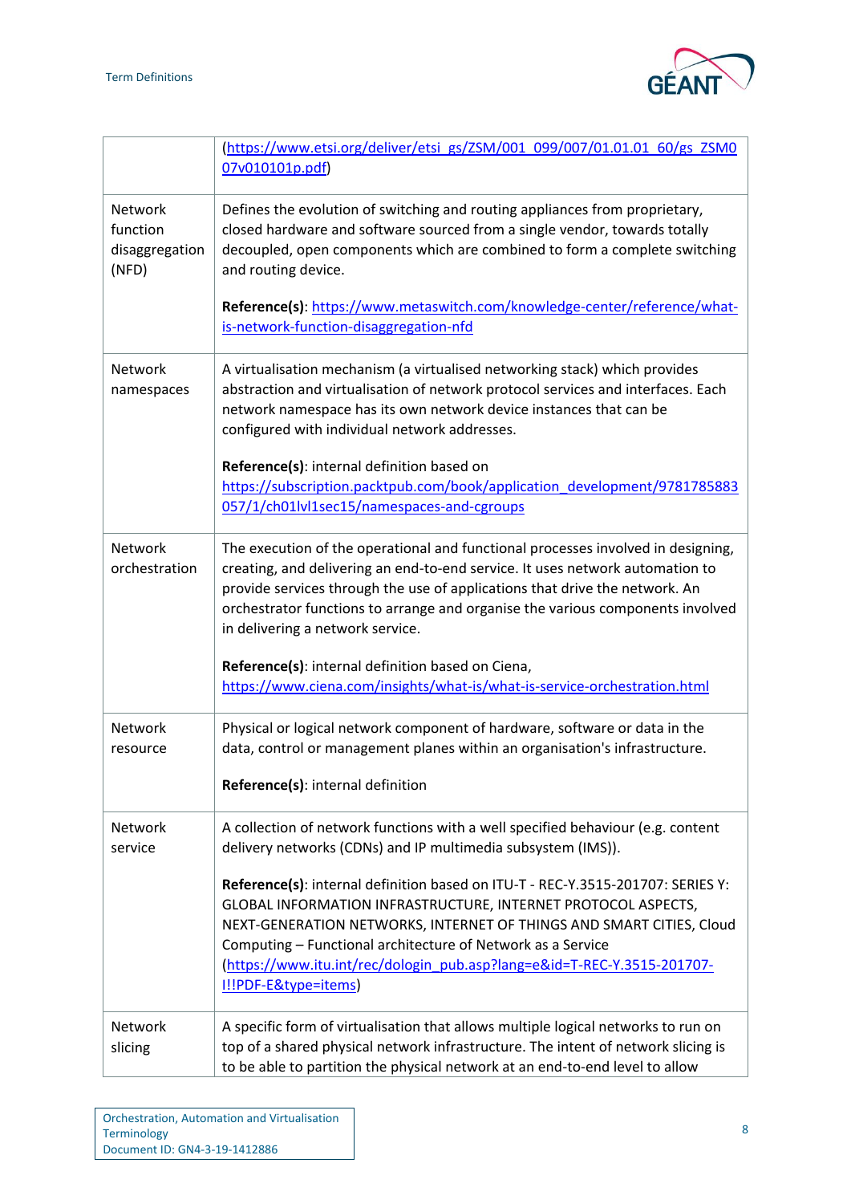| | |
|---|---|
| | (https://www.etsi.org/deliver/etsi_gs/ZSM/001_099/007/01.01.01_60/gs_ZSM007v010101p.pdf) |
| Network function disaggregation (NFD) | Defines the evolution of switching and routing appliances from proprietary, closed hardware and software sourced from a single vendor, towards totally decoupled, open components which are combined to form a complete switching and routing device.<br><br>**Reference(s)**: https://www.metaswitch.com/knowledge-center/reference/what-is-network-function-disaggregation-nfd |
| Network namespaces | A virtualisation mechanism (a virtualised networking stack) which provides abstraction and virtualisation of network protocol services and interfaces. Each network namespace has its own network device instances that can be configured with individual network addresses.<br><br>**Reference(s)**: internal definition based on https://subscription.packtpub.com/book/application_development/9781785883057/1/ch01lvl1sec15/namespaces-and-cgroups |
| Network orchestration | The execution of the operational and functional processes involved in designing, creating, and delivering an end-to-end service. It uses network automation to provide services through the use of applications that drive the network. An orchestrator functions to arrange and organise the various components involved in delivering a network service.<br><br>**Reference(s)**: internal definition based on Ciena, https://www.ciena.com/insights/what-is/what-is-service-orchestration.html |
| Network resource | Physical or logical network component of hardware, software or data in the data, control or management planes within an organisation's infrastructure.<br><br>**Reference(s)**: internal definition |
| Network service | A collection of network functions with a well specified behaviour (e.g. content delivery networks (CDNs) and IP multimedia subsystem (IMS)).<br><br>**Reference(s)**: internal definition based on ITU-T - REC-Y.3515-201707: SERIES Y: GLOBAL INFORMATION INFRASTRUCTURE, INTERNET PROTOCOL ASPECTS, NEXT-GENERATION NETWORKS, INTERNET OF THINGS AND SMART CITIES, Cloud Computing – Functional architecture of Network as a Service (https://www.itu.int/rec/dologin_pub.asp?lang=e&id=T-REC-Y.3515-201707-I!!PDF-E&type=items) |
| Network slicing | A specific form of virtualisation that allows multiple logical networks to run on top of a shared physical network infrastructure. The intent of network slicing is to be able to partition the physical network at an end-to-end level to allow |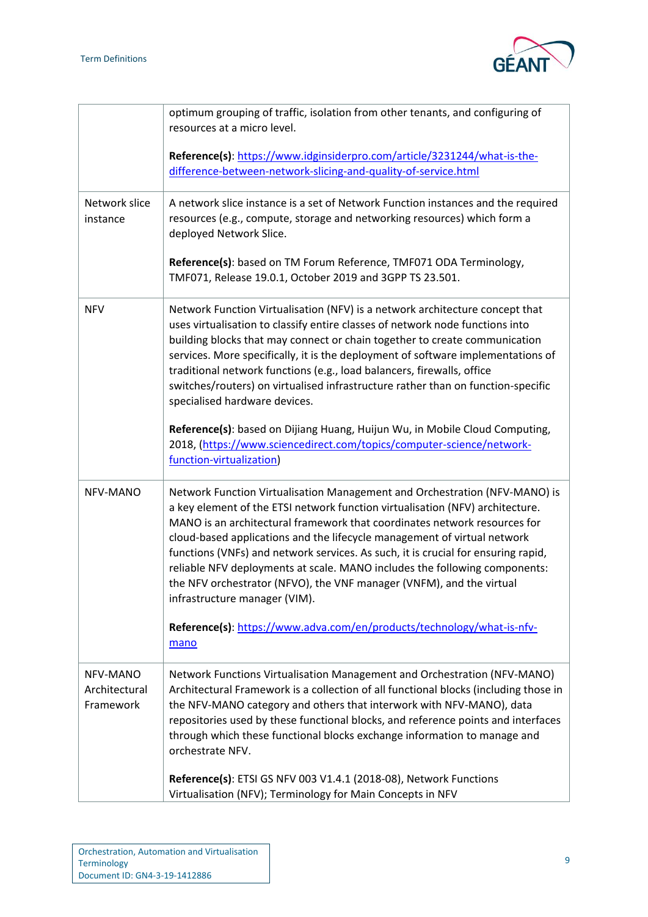| | |
|---|---|
| | optimum grouping of traffic, isolation from other tenants, and configuring of resources at a micro level.<br><br>**Reference(s)**: [https://www.idginsiderpro.com/article/3231244/what-is-the-difference-between-network-slicing-and-quality-of-service.html](https://www.idginsiderpro.com/article/3231244/what-is-the-difference-between-network-slicing-and-quality-of-service.html) |
| Network slice instance | A network slice instance is a set of Network Function instances and the required resources (e.g., compute, storage and networking resources) which form a deployed Network Slice.<br><br>**Reference(s)**: based on TM Forum Reference, TMF071 ODA Terminology, TMF071, Release 19.0.1, October 2019 and 3GPP TS 23.501. |
| NFV | Network Function Virtualisation (NFV) is a network architecture concept that uses virtualisation to classify entire classes of network node functions into building blocks that may connect or chain together to create communication services. More specifically, it is the deployment of software implementations of traditional network functions (e.g., load balancers, firewalls, office switches/routers) on virtualised infrastructure rather than on function-specific specialised hardware devices.<br><br>**Reference(s)**: based on Dijiang Huang, Huijun Wu, in Mobile Cloud Computing, 2018, ([https://www.sciencedirect.com/topics/computer-science/network-function-virtualization](https://www.sciencedirect.com/topics/computer-science/network-function-virtualization)) |
| NFV-MANO | Network Function Virtualisation Management and Orchestration (NFV-MANO) is a key element of the ETSI network function virtualisation (NFV) architecture. MANO is an architectural framework that coordinates network resources for cloud-based applications and the lifecycle management of virtual network functions (VNFs) and network services. As such, it is crucial for ensuring rapid, reliable NFV deployments at scale. MANO includes the following components: the NFV orchestrator (NFVO), the VNF manager (VNFM), and the virtual infrastructure manager (VIM).<br><br>**Reference(s)**: [https://www.adva.com/en/products/technology/what-is-nfv-mano](https://www.adva.com/en/products/technology/what-is-nfv-mano) |
| NFV-MANO Architectural Framework | Network Functions Virtualisation Management and Orchestration (NFV-MANO) Architectural Framework is a collection of all functional blocks (including those in the NFV-MANO category and others that interwork with NFV-MANO), data repositories used by these functional blocks, and reference points and interfaces through which these functional blocks exchange information to manage and orchestrate NFV.<br><br>**Reference(s)**: ETSI GS NFV 003 V1.4.1 (2018-08), Network Functions Virtualisation (NFV); Terminology for Main Concepts in NFV |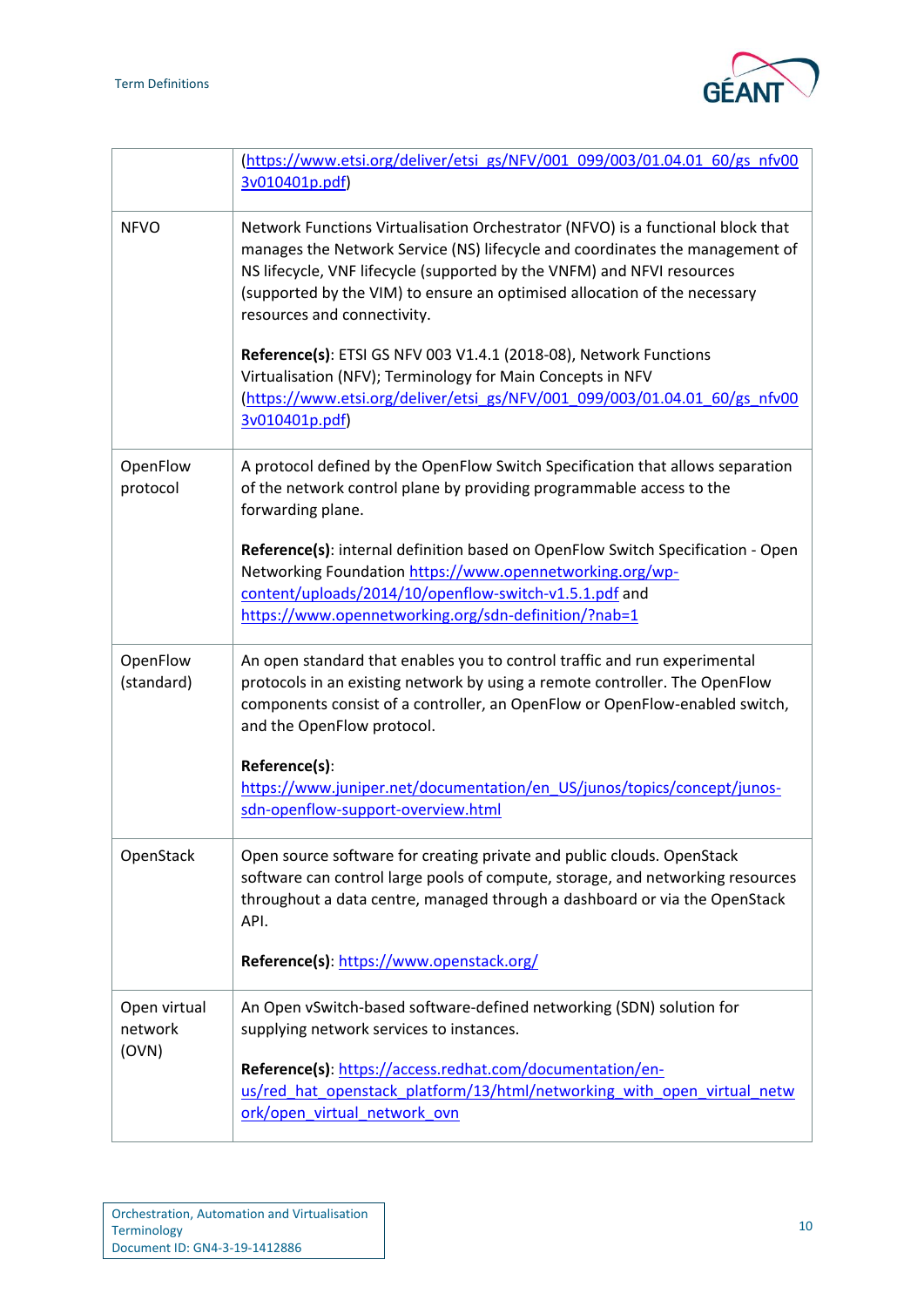| | |
|---|---|
| | (https://www.etsi.org/deliver/etsi_gs/NFV/001_099/003/01.04.01_60/gs_nfv003v010401p.pdf) |
| NFVO | Network Functions Virtualisation Orchestrator (NFVO) is a functional block that manages the Network Service (NS) lifecycle and coordinates the management of NS lifecycle, VNF lifecycle (supported by the VNFM) and NFVI resources (supported by the VIM) to ensure an optimised allocation of the necessary resources and connectivity.<br><br>**Reference(s)**: ETSI GS NFV 003 V1.4.1 (2018-08), Network Functions Virtualisation (NFV); Terminology for Main Concepts in NFV (https://www.etsi.org/deliver/etsi_gs/NFV/001_099/003/01.04.01_60/gs_nfv003v010401p.pdf) |
| OpenFlow protocol | A protocol defined by the OpenFlow Switch Specification that allows separation of the network control plane by providing programmable access to the forwarding plane.<br><br>**Reference(s)**: internal definition based on OpenFlow Switch Specification - Open Networking Foundation https://www.opennetworking.org/wp-content/uploads/2014/10/openflow-switch-v1.5.1.pdf and https://www.opennetworking.org/sdn-definition/?nab=1 |
| OpenFlow (standard) | An open standard that enables you to control traffic and run experimental protocols in an existing network by using a remote controller. The OpenFlow components consist of a controller, an OpenFlow or OpenFlow-enabled switch, and the OpenFlow protocol.<br><br>**Reference(s)**: https://www.juniper.net/documentation/en_US/junos/topics/concept/junos-sdn-openflow-support-overview.html |
| OpenStack | Open source software for creating private and public clouds. OpenStack software can control large pools of compute, storage, and networking resources throughout a data centre, managed through a dashboard or via the OpenStack API.<br><br>**Reference(s)**: https://www.openstack.org/ |
| Open virtual network (OVN) | An Open vSwitch-based software-defined networking (SDN) solution for supplying network services to instances.<br><br>**Reference(s)**: https://access.redhat.com/documentation/en-us/red_hat_openstack_platform/13/html/networking_with_open_virtual_network/open_virtual_network_ovn |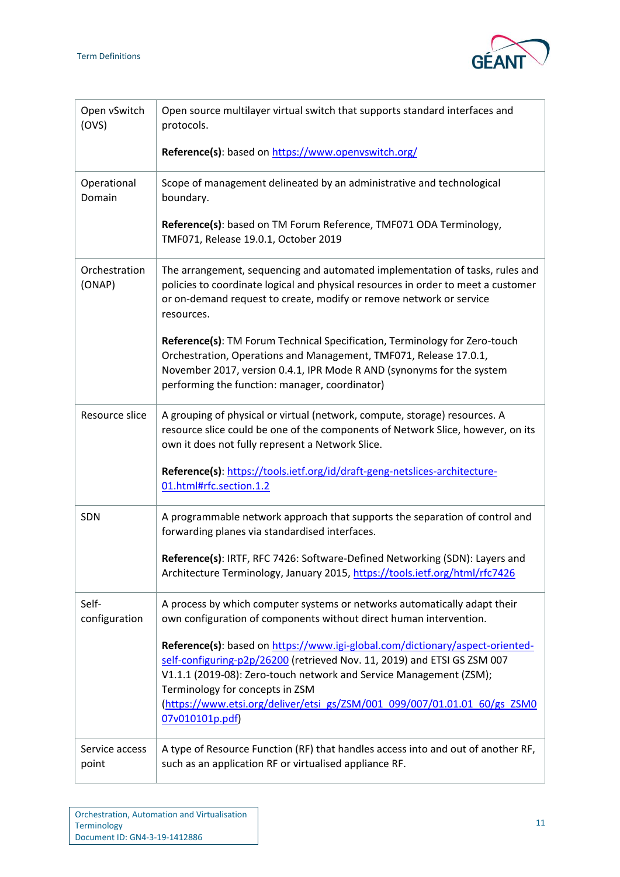| | |
|---|---|
| Open vSwitch (OVS) | Open source multilayer virtual switch that supports standard interfaces and protocols.<br><br>**Reference(s)**: based on https://www.openvswitch.org/ |
| Operational Domain | Scope of management delineated by an administrative and technological boundary.<br><br>**Reference(s)**: based on TM Forum Reference, TMF071 ODA Terminology, TMF071, Release 19.0.1, October 2019 |
| Orchestration (ONAP) | The arrangement, sequencing and automated implementation of tasks, rules and policies to coordinate logical and physical resources in order to meet a customer or on-demand request to create, modify or remove network or service resources.<br><br>**Reference(s)**: TM Forum Technical Specification, Terminology for Zero-touch Orchestration, Operations and Management, TMF071, Release 17.0.1, November 2017, version 0.4.1, IPR Mode R AND (synonyms for the system performing the function: manager, coordinator) |
| Resource slice | A grouping of physical or virtual (network, compute, storage) resources. A resource slice could be one of the components of Network Slice, however, on its own it does not fully represent a Network Slice.<br><br>**Reference(s)**: https://tools.ietf.org/id/draft-geng-netslices-architecture-01.html#rfc.section.1.2 |
| SDN | A programmable network approach that supports the separation of control and forwarding planes via standardised interfaces.<br><br>**Reference(s)**: IRTF, RFC 7426: Software-Defined Networking (SDN): Layers and Architecture Terminology, January 2015, https://tools.ietf.org/html/rfc7426 |
| Self-configuration | A process by which computer systems or networks automatically adapt their own configuration of components without direct human intervention.<br><br>**Reference(s)**: based on https://www.igi-global.com/dictionary/aspect-oriented-self-configuring-p2p/26200 (retrieved Nov. 11, 2019) and ETSI GS ZSM 007 V1.1.1 (2019-08): Zero-touch network and Service Management (ZSM); Terminology for concepts in ZSM (https://www.etsi.org/deliver/etsi_gs/ZSM/001_099/007/01.01.01_60/gs_ZSM007v010101p.pdf) |
| Service access point | A type of Resource Function (RF) that handles access into and out of another RF, such as an application RF or virtualised appliance RF. |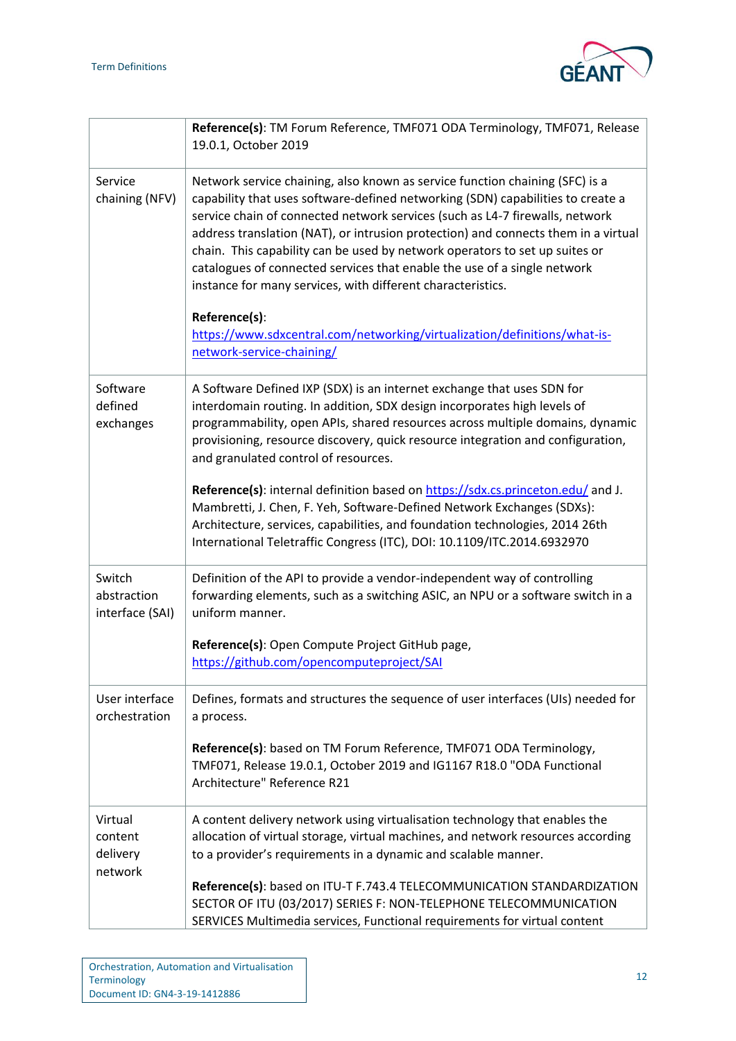| | |
|---|---|
| | **Reference(s)**: TM Forum Reference, TMF071 ODA Terminology, TMF071, Release 19.0.1, October 2019 |
| Service chaining (NFV) | Network service chaining, also known as service function chaining (SFC) is a capability that uses software-defined networking (SDN) capabilities to create a service chain of connected network services (such as L4-7 firewalls, network address translation (NAT), or intrusion protection) and connects them in a virtual chain. This capability can be used by network operators to set up suites or catalogues of connected services that enable the use of a single network instance for many services, with different characteristics.<br><br>**Reference(s)**: [https://www.sdxcentral.com/networking/virtualization/definitions/what-is-network-service-chaining/](https://www.sdxcentral.com/networking/virtualization/definitions/what-is-network-service-chaining/) |
| Software defined exchanges | A Software Defined IXP (SDX) is an internet exchange that uses SDN for interdomain routing. In addition, SDX design incorporates high levels of programmability, open APIs, shared resources across multiple domains, dynamic provisioning, resource discovery, quick resource integration and configuration, and granulated control of resources.<br><br>**Reference(s)**: internal definition based on [https://sdx.cs.princeton.edu/](https://sdx.cs.princeton.edu/) and J. Mambretti, J. Chen, F. Yeh, Software-Defined Network Exchanges (SDXs): Architecture, services, capabilities, and foundation technologies, 2014 26th International Teletraffic Congress (ITC), DOI: 10.1109/ITC.2014.6932970 |
| Switch abstraction interface (SAI) | Definition of the API to provide a vendor-independent way of controlling forwarding elements, such as a switching ASIC, an NPU or a software switch in a uniform manner.<br><br>**Reference(s)**: Open Compute Project GitHub page, [https://github.com/opencomputeproject/SAI](https://github.com/opencomputeproject/SAI) |
| User interface orchestration | Defines, formats and structures the sequence of user interfaces (UIs) needed for a process.<br><br>**Reference(s)**: based on TM Forum Reference, TMF071 ODA Terminology, TMF071, Release 19.0.1, October 2019 and IG1167 R18.0 "ODA Functional Architecture" Reference R21 |
| Virtual content delivery network | A content delivery network using virtualisation technology that enables the allocation of virtual storage, virtual machines, and network resources according to a provider's requirements in a dynamic and scalable manner.<br><br>**Reference(s)**: based on ITU-T F.743.4 TELECOMMUNICATION STANDARDIZATION SECTOR OF ITU (03/2017) SERIES F: NON-TELEPHONE TELECOMMUNICATION SERVICES Multimedia services, Functional requirements for virtual content |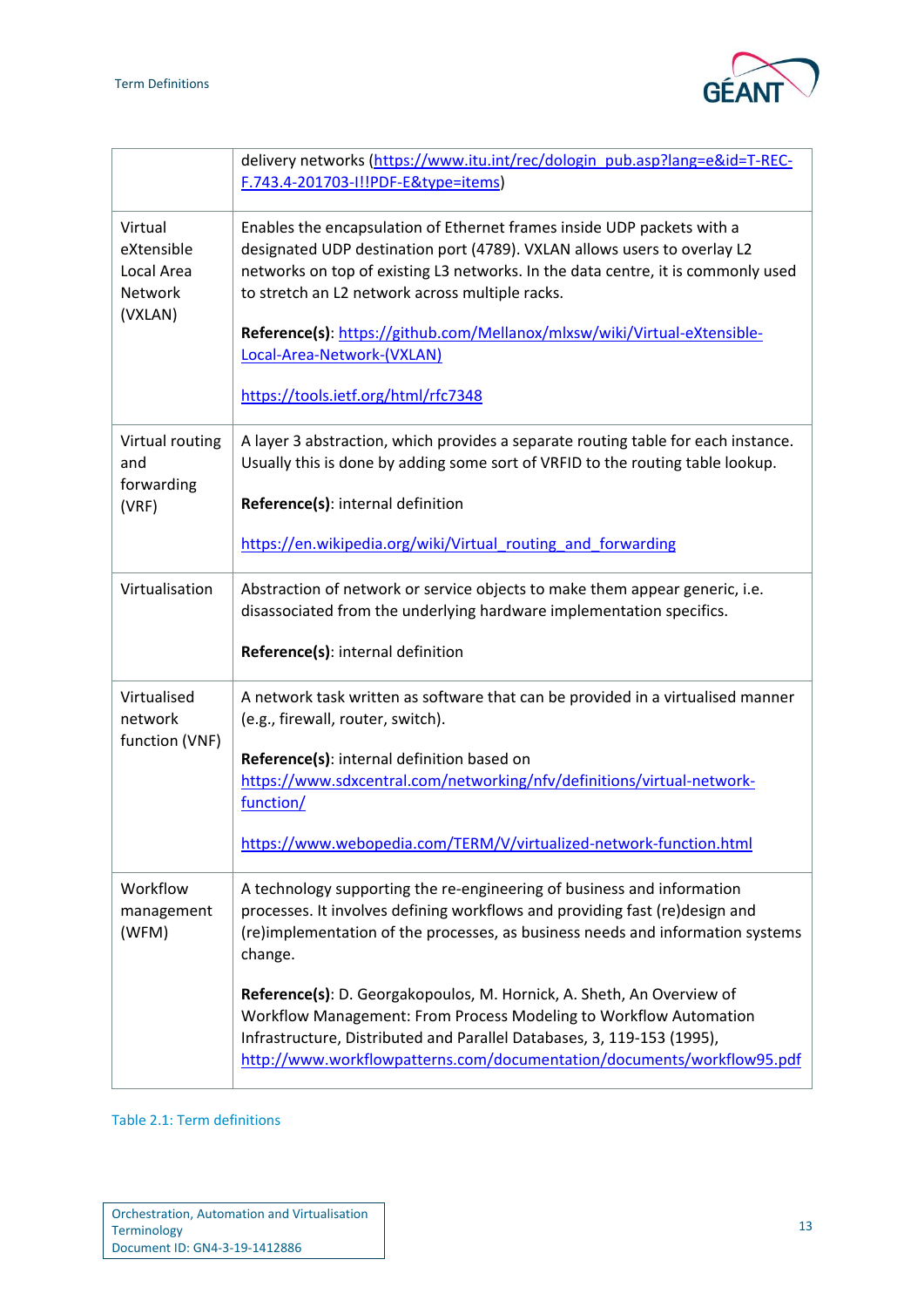| | |
|---|---|
| | delivery networks (https://www.itu.int/rec/dologin_pub.asp?lang=e&id=T-REC-F.743.4-201703-I!!PDF-E&type=items) |
| Virtual eXtensible Local Area Network (VXLAN) | Enables the encapsulation of Ethernet frames inside UDP packets with a designated UDP destination port (4789). VXLAN allows users to overlay L2 networks on top of existing L3 networks. In the data centre, it is commonly used to stretch an L2 network across multiple racks.<br><br>**Reference(s)**: https://github.com/Mellanox/mlxsw/wiki/Virtual-eXtensible-Local-Area-Network-(VXLAN)<br><br>https://tools.ietf.org/html/rfc7348 |
| Virtual routing and forwarding (VRF) | A layer 3 abstraction, which provides a separate routing table for each instance. Usually this is done by adding some sort of VRFID to the routing table lookup.<br><br>**Reference(s)**: internal definition<br><br>https://en.wikipedia.org/wiki/Virtual_routing_and_forwarding |
| Virtualisation | Abstraction of network or service objects to make them appear generic, i.e. disassociated from the underlying hardware implementation specifics.<br><br>**Reference(s)**: internal definition |
| Virtualised network function (VNF) | A network task written as software that can be provided in a virtualised manner (e.g., firewall, router, switch).<br><br>**Reference(s)**: internal definition based on https://www.sdxcentral.com/networking/nfv/definitions/virtual-network-function/<br><br>https://www.webopedia.com/TERM/V/virtualized-network-function.html |
| Workflow management (WFM) | A technology supporting the re-engineering of business and information processes. It involves defining workflows and providing fast (re)design and (re)implementation of the processes, as business needs and information systems change.<br><br>**Reference(s)**: D. Georgakopoulos, M. Hornick, A. Sheth, An Overview of Workflow Management: From Process Modeling to Workflow Automation Infrastructure, Distributed and Parallel Databases, 3, 119-153 (1995), http://www.workflowpatterns.com/documentation/documents/workflow95.pdf |

Table 2.1: Term definitions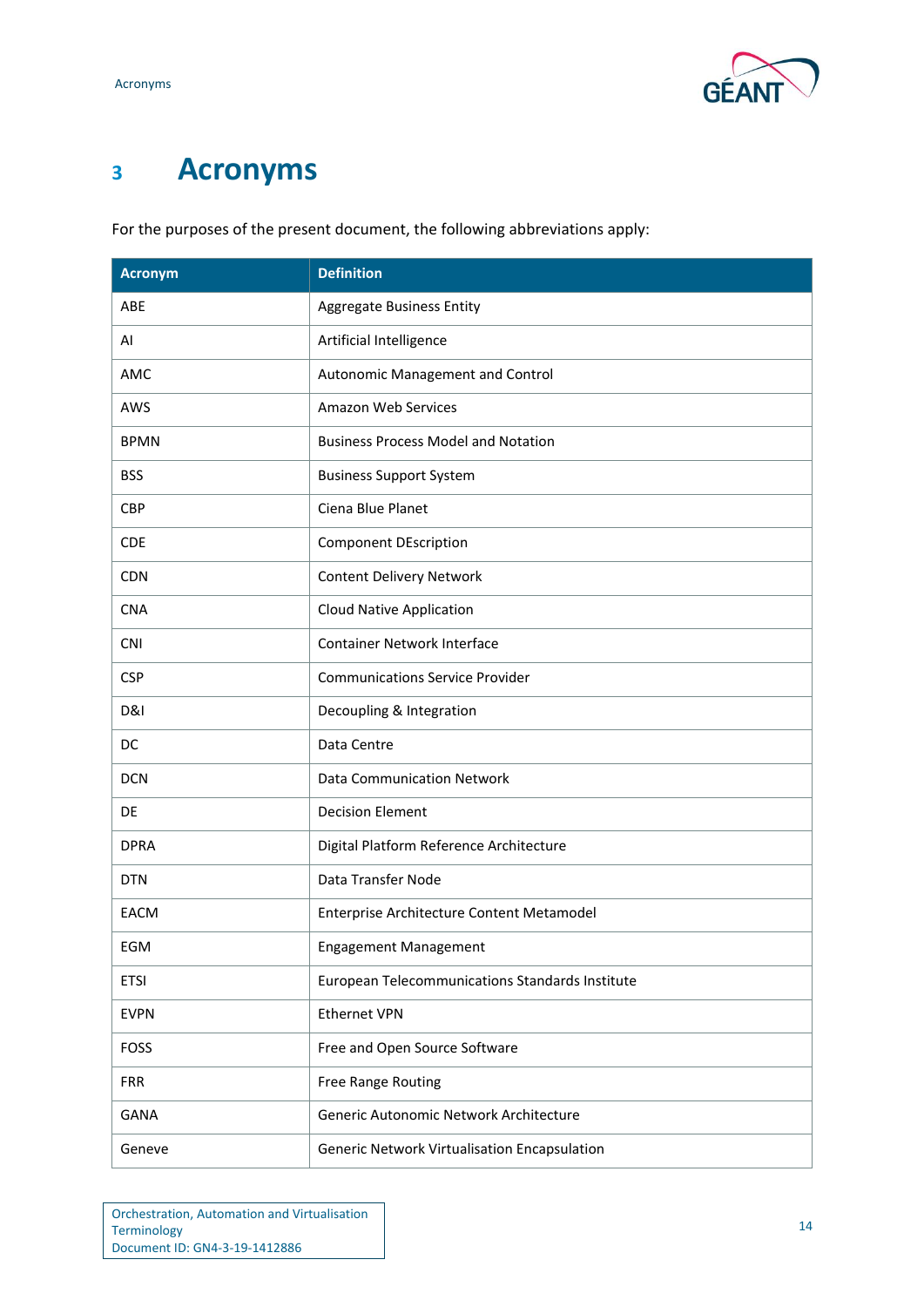# 3 Acronyms

For the purposes of the present document, the following abbreviations apply:

| Acronym | Definition |
|---|---|
| ABE | Aggregate Business Entity |
| AI | Artificial Intelligence |
| AMC | Autonomic Management and Control |
| AWS | Amazon Web Services |
| BPMN | Business Process Model and Notation |
| BSS | Business Support System |
| CBP | Ciena Blue Planet |
| CDE | Component DEscription |
| CDN | Content Delivery Network |
| CNA | Cloud Native Application |
| CNI | Container Network Interface |
| CSP | Communications Service Provider |
| D&I | Decoupling & Integration |
| DC | Data Centre |
| DCN | Data Communication Network |
| DE | Decision Element |
| DPRA | Digital Platform Reference Architecture |
| DTN | Data Transfer Node |
| EACM | Enterprise Architecture Content Metamodel |
| EGM | Engagement Management |
| ETSI | European Telecommunications Standards Institute |
| EVPN | Ethernet VPN |
| FOSS | Free and Open Source Software |
| FRR | Free Range Routing |
| GANA | Generic Autonomic Network Architecture |
| Geneve | Generic Network Virtualisation Encapsulation |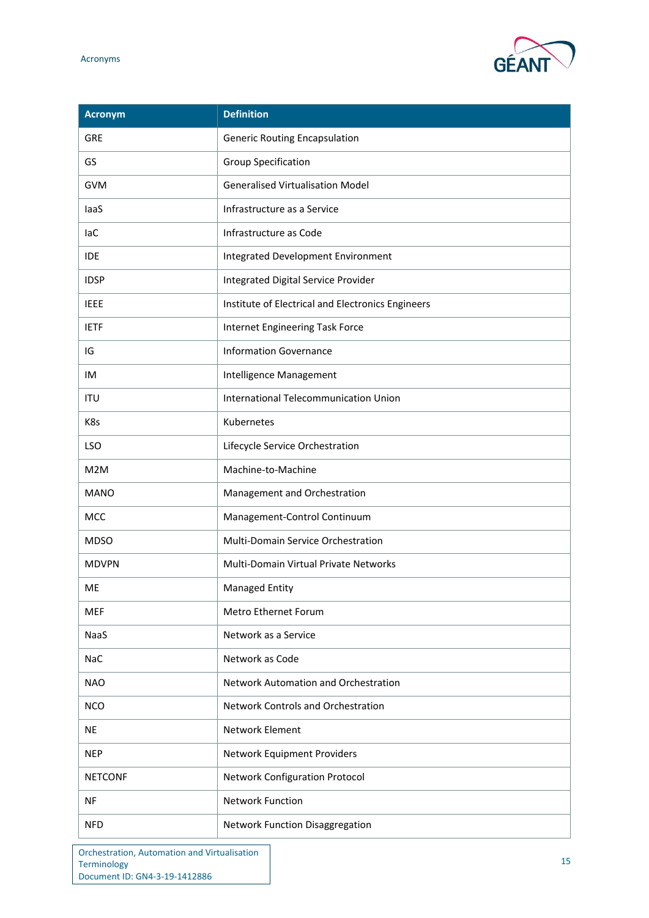| Acronym | Definition |
|---|---|
| GRE | Generic Routing Encapsulation |
| GS | Group Specification |
| GVM | Generalised Virtualisation Model |
| IaaS | Infrastructure as a Service |
| IaC | Infrastructure as Code |
| IDE | Integrated Development Environment |
| IDSP | Integrated Digital Service Provider |
| IEEE | Institute of Electrical and Electronics Engineers |
| IETF | Internet Engineering Task Force |
| IG | Information Governance |
| IM | Intelligence Management |
| ITU | International Telecommunication Union |
| K8s | Kubernetes |
| LSO | Lifecycle Service Orchestration |
| M2M | Machine-to-Machine |
| MANO | Management and Orchestration |
| MCC | Management-Control Continuum |
| MDSO | Multi-Domain Service Orchestration |
| MDVPN | Multi-Domain Virtual Private Networks |
| ME | Managed Entity |
| MEF | Metro Ethernet Forum |
| NaaS | Network as a Service |
| NaC | Network as Code |
| NAO | Network Automation and Orchestration |
| NCO | Network Controls and Orchestration |
| NE | Network Element |
| NEP | Network Equipment Providers |
| NETCONF | Network Configuration Protocol |
| NF | Network Function |
| NFD | Network Function Disaggregation |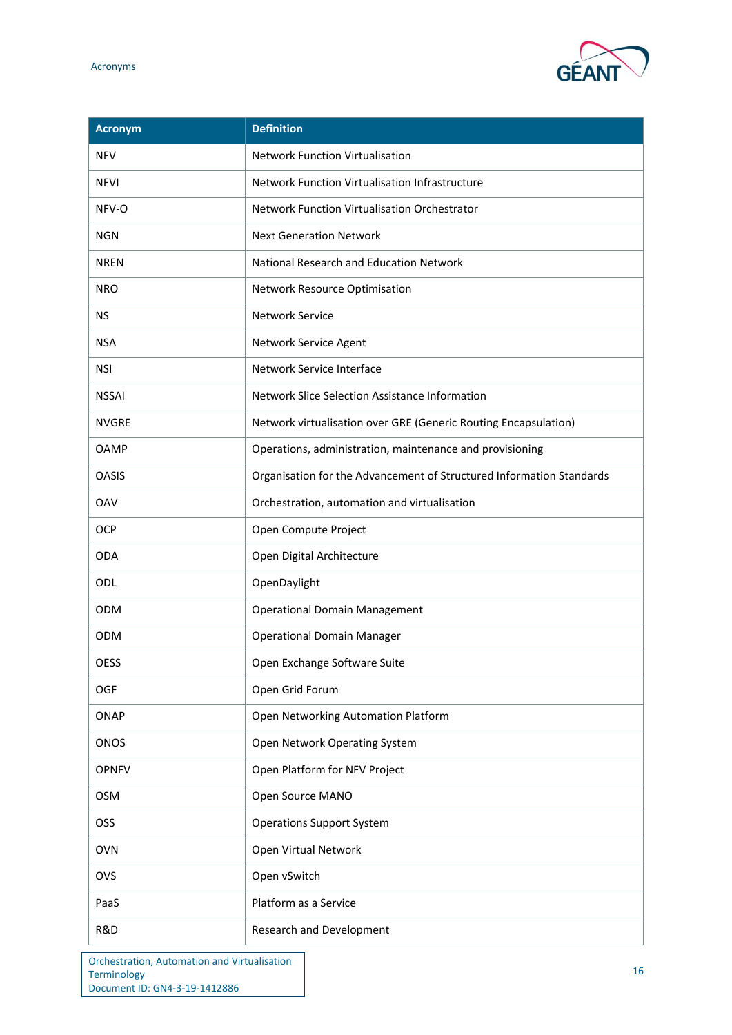| Acronym | Definition |
|---|---|
| NFV | Network Function Virtualisation |
| NFVI | Network Function Virtualisation Infrastructure |
| NFV-O | Network Function Virtualisation Orchestrator |
| NGN | Next Generation Network |
| NREN | National Research and Education Network |
| NRO | Network Resource Optimisation |
| NS | Network Service |
| NSA | Network Service Agent |
| NSI | Network Service Interface |
| NSSAI | Network Slice Selection Assistance Information |
| NVGRE | Network virtualisation over GRE (Generic Routing Encapsulation) |
| OAMP | Operations, administration, maintenance and provisioning |
| OASIS | Organisation for the Advancement of Structured Information Standards |
| OAV | Orchestration, automation and virtualisation |
| OCP | Open Compute Project |
| ODA | Open Digital Architecture |
| ODL | OpenDaylight |
| ODM | Operational Domain Management |
| ODM | Operational Domain Manager |
| OESS | Open Exchange Software Suite |
| OGF | Open Grid Forum |
| ONAP | Open Networking Automation Platform |
| ONOS | Open Network Operating System |
| OPNFV | Open Platform for NFV Project |
| OSM | Open Source MANO |
| OSS | Operations Support System |
| OVN | Open Virtual Network |
| OVS | Open vSwitch |
| PaaS | Platform as a Service |
| R&D | Research and Development |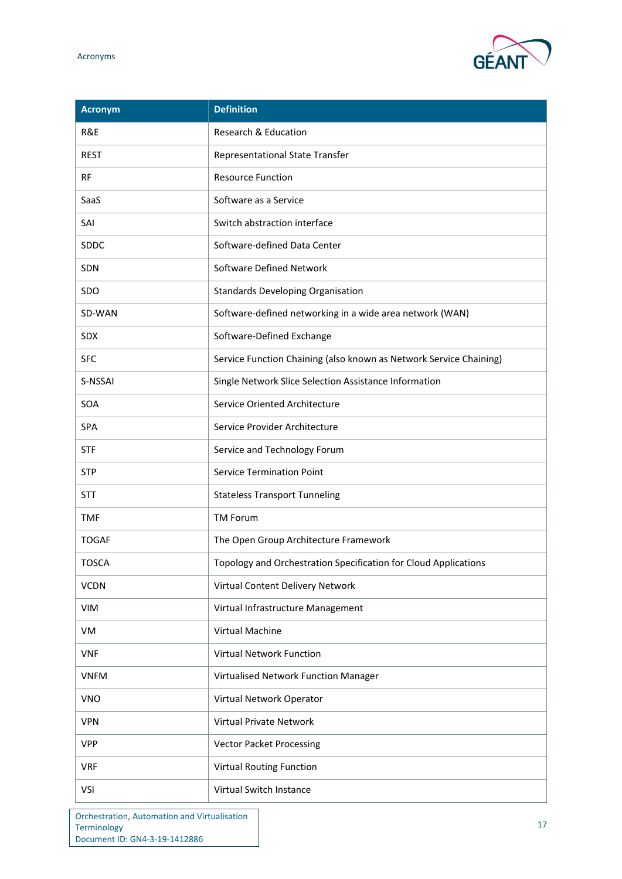| Acronym | Definition |
| --- | --- |
| R&E | Research & Education |
| REST | Representational State Transfer |
| RF | Resource Function |
| SaaS | Software as a Service |
| SAI | Switch abstraction interface |
| SDDC | Software-defined Data Center |
| SDN | Software Defined Network |
| SDO | Standards Developing Organisation |
| SD-WAN | Software-defined networking in a wide area network (WAN) |
| SDX | Software-Defined Exchange |
| SFC | Service Function Chaining (also known as Network Service Chaining) |
| S-NSSAI | Single Network Slice Selection Assistance Information |
| SOA | Service Oriented Architecture |
| SPA | Service Provider Architecture |
| STF | Service and Technology Forum |
| STP | Service Termination Point |
| STT | Stateless Transport Tunneling |
| TMF | TM Forum |
| TOGAF | The Open Group Architecture Framework |
| TOSCA | Topology and Orchestration Specification for Cloud Applications |
| VCDN | Virtual Content Delivery Network |
| VIM | Virtual Infrastructure Management |
| VM | Virtual Machine |
| VNF | Virtual Network Function |
| VNFM | Virtualised Network Function Manager |
| VNO | Virtual Network Operator |
| VPN | Virtual Private Network |
| VPP | Vector Packet Processing |
| VRF | Virtual Routing Function |
| VSI | Virtual Switch Instance |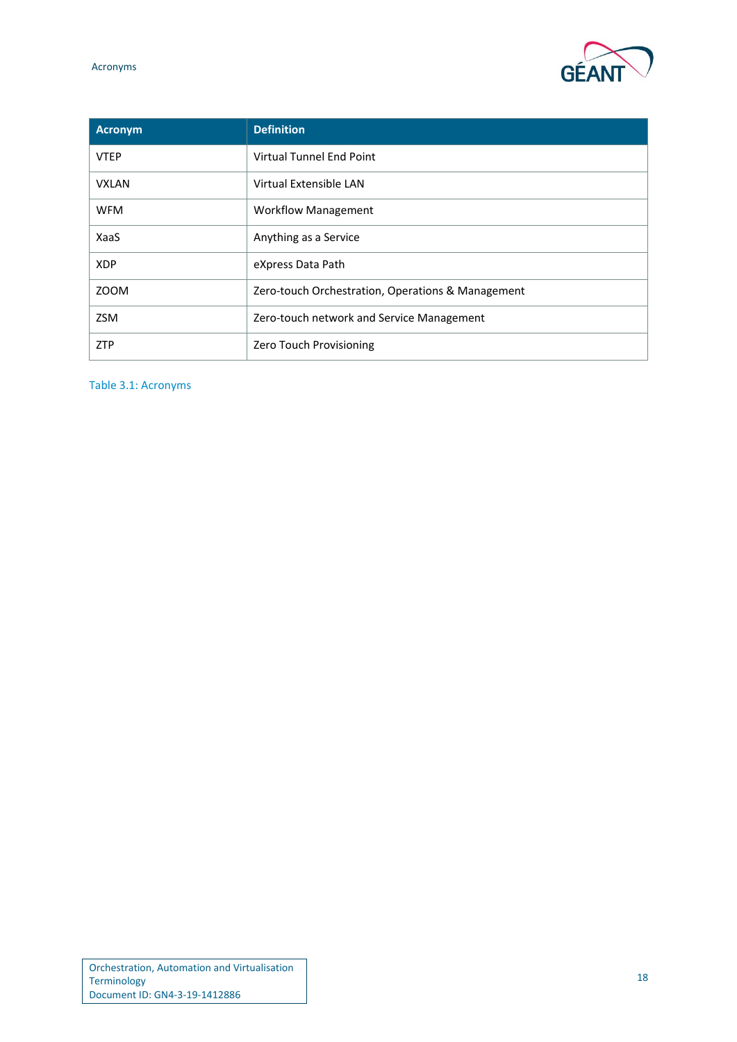| Acronym | Definition |
|---|---|
| VTEP | Virtual Tunnel End Point |
| VXLAN | Virtual Extensible LAN |
| WFM | Workflow Management |
| XaaS | Anything as a Service |
| XDP | eXpress Data Path |
| ZOOM | Zero-touch Orchestration, Operations & Management |
| ZSM | Zero-touch network and Service Management |
| ZTP | Zero Touch Provisioning |

Table 3.1: Acronyms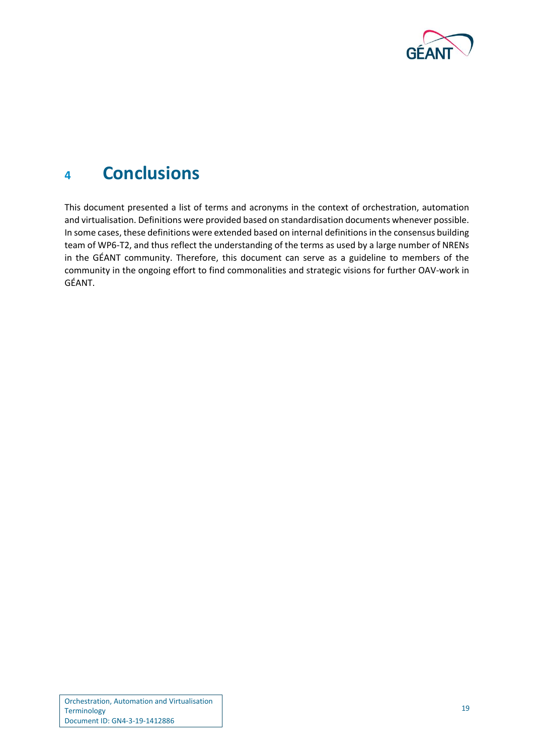# 4 Conclusions

This document presented a list of terms and acronyms in the context of orchestration, automation and virtualisation. Definitions were provided based on standardisation documents whenever possible. In some cases, these definitions were extended based on internal definitions in the consensus building team of WP6-T2, and thus reflect the understanding of the terms as used by a large number of NRENs in the GÉANT community. Therefore, this document can serve as a guideline to members of the community in the ongoing effort to find commonalities and strategic visions for further OAV-work in GÉANT.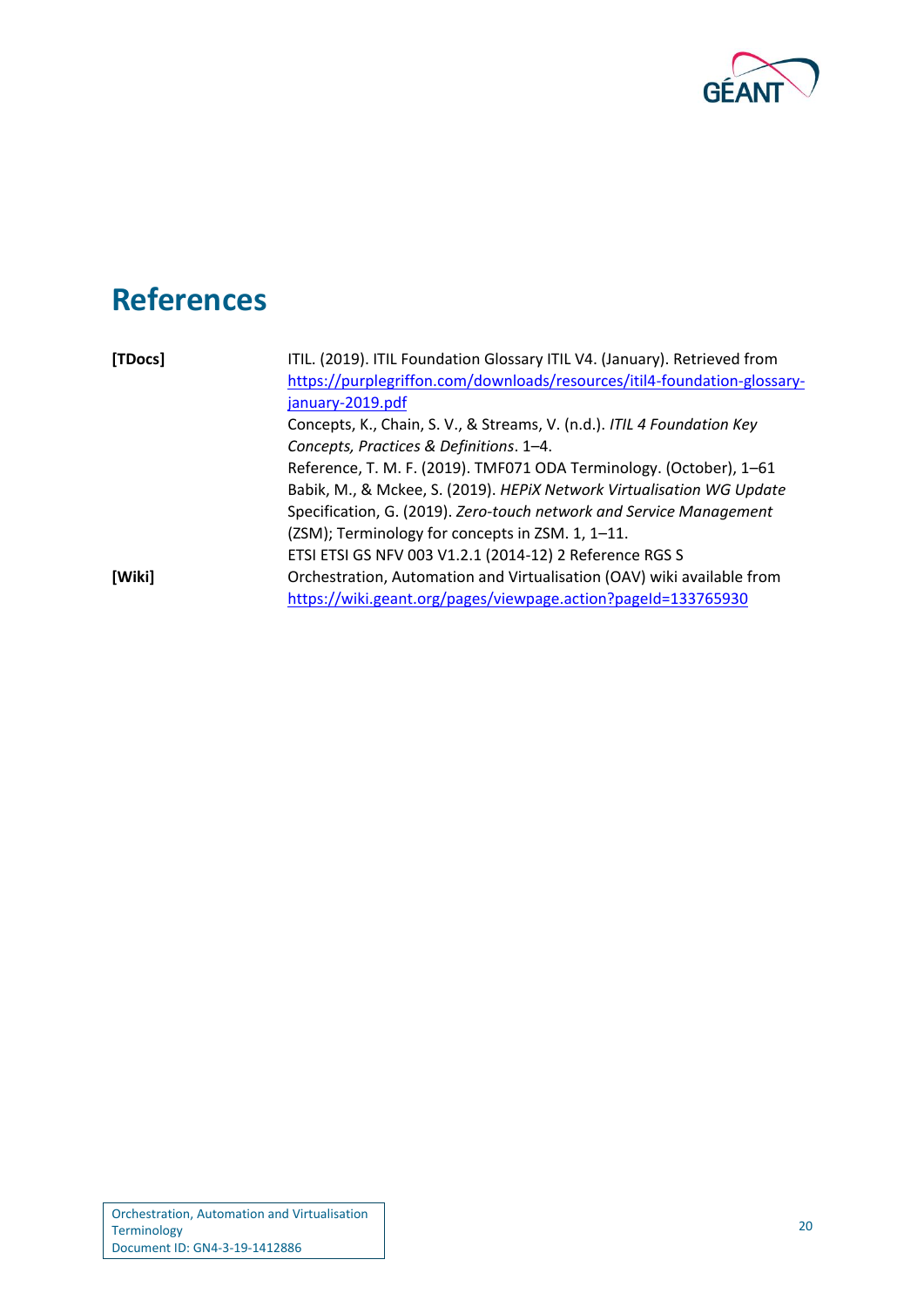# References

| | |
|---|---|
| **[TDocs]** | ITIL. (2019). ITIL Foundation Glossary ITIL V4. (January). Retrieved from https://purplegriffon.com/downloads/resources/itil4-foundation-glossary-january-2019.pdf<br>Concepts, K., Chain, S. V., & Streams, V. (n.d.). *ITIL 4 Foundation Key Concepts, Practices & Definitions*. 1–4.<br>Reference, T. M. F. (2019). TMF071 ODA Terminology. (October), 1–61<br>Babik, M., & Mckee, S. (2019). *HEPiX Network Virtualisation WG Update*<br>Specification, G. (2019). *Zero-touch network and Service Management* (ZSM); Terminology for concepts in ZSM. 1, 1–11.<br>ETSI ETSI GS NFV 003 V1.2.1 (2014-12) 2 Reference RGS S |
| **[Wiki]** | Orchestration, Automation and Virtualisation (OAV) wiki available from https://wiki.geant.org/pages/viewpage.action?pageId=133765930 |